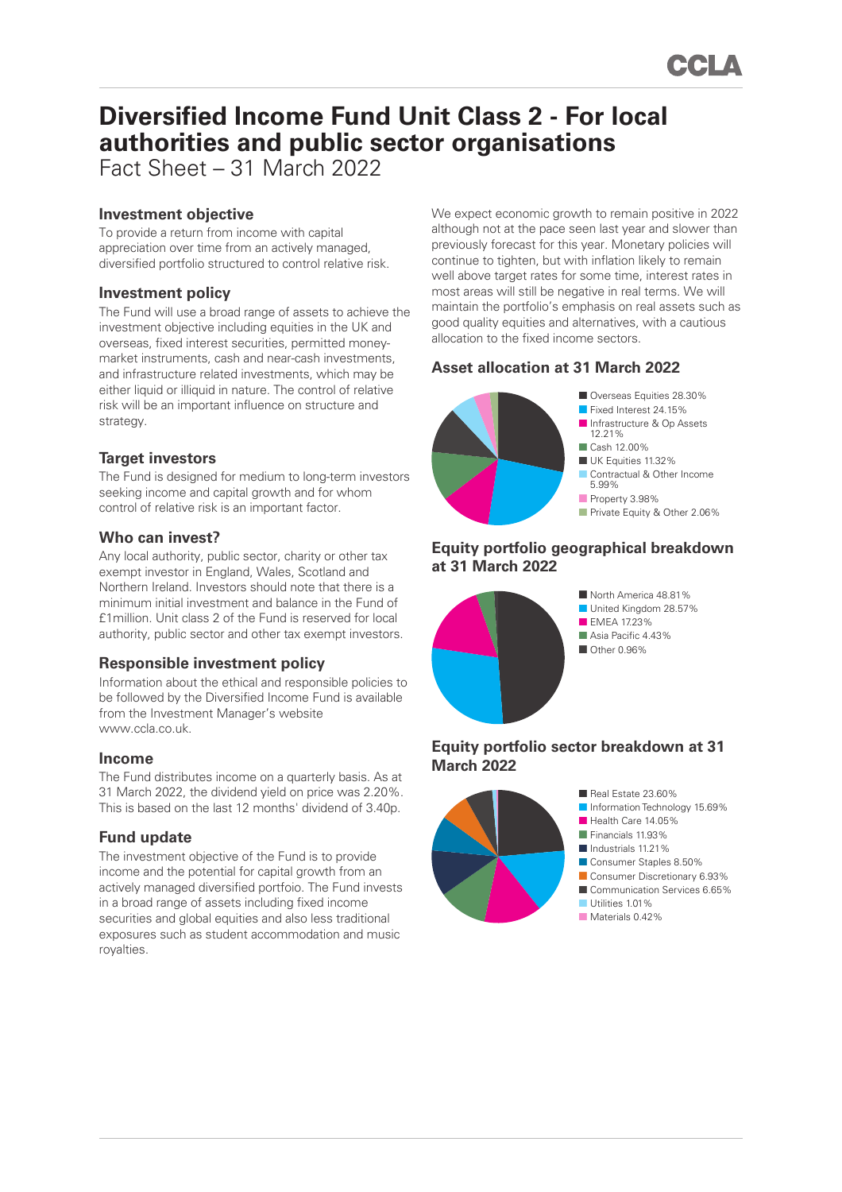# Diversified Income Fund Unit Class 2 - For local authorities and public sector organisations

Fact Sheet – 31 March 2022

## Investment objective

To provide a return from income with capital appreciation over time from an actively managed, diversified portfolio structured to control relative risk.

## Investment policy

The Fund will use a broad range of assets to achieve the investment objective including equities in the UK and overseas, fixed interest securities, permitted money-market instruments, cash and near-cash investments, and infrastructure related investments, which may be either liquid or illiquid in nature. The control of relative risk will be an important influence on structure and strategy.

## Target investors

The Fund is designed for medium to long-term investors seeking income and capital growth and for whom control of relative risk is an important factor.

## Who can invest?

Any local authority, public sector, charity or other tax exempt investor in England, Wales, Scotland and Northern Ireland. Investors should note that there is a minimum initial investment and balance in the Fund of £1million. Unit class 2 of the Fund is reserved for local authority, public sector and other tax exempt investors.

## Responsible investment policy

Information about the ethical and responsible policies to be followed by the Diversified Income Fund is available from the Investment Manager's website www.ccla.co.uk.

## Income

The Fund distributes income on a quarterly basis. As at 31 March 2022, the dividend yield on price was 2.20%. This is based on the last 12 months' dividend of 3.40p.

## Fund update

The investment objective of the Fund is to provide income and the potential for capital growth from an actively managed diversified portfoio. The Fund invests in a broad range of assets including fixed income securities and global equities and also less traditional exposures such as student accommodation and music royalties.

We expect economic growth to remain positive in 2022 although not at the pace seen last year and slower than previously forecast for this year. Monetary policies will continue to tighten, but with inflation likely to remain well above target rates for some time, interest rates in most areas will still be negative in real terms. We will maintain the portfolio's emphasis on real assets such as good quality equities and alternatives, with a cautious allocation to the fixed income sectors.

## Asset allocation at 31 March 2022

- Overseas Equities 28.30%
- Fixed Interest 24.15%
- Infrastructure & Op Assets 12.21%
- Cash 12.00%
- UK Equities 11.32%
- Contractual & Other Income 5.99%
- Property 3.98%
- Private Equity & Other 2.06%

## Equity portfolio geographical breakdown at 31 March 2022

- North America 48.81%
- United Kingdom 28.57%
- EMEA 17.23%
- Asia Pacific 4.43%
- Other 0.96%

## Equity portfolio sector breakdown at 31 March 2022

- Real Estate 23.60%
- Information Technology 15.69%
- Health Care 14.05%
- Financials 11.93%
- Industrials 11.21%
- Consumer Staples 8.50%
- Consumer Discretionary 6.93%
- Communication Services 6.65%
- Utilities 1.01%
- Materials 0.42%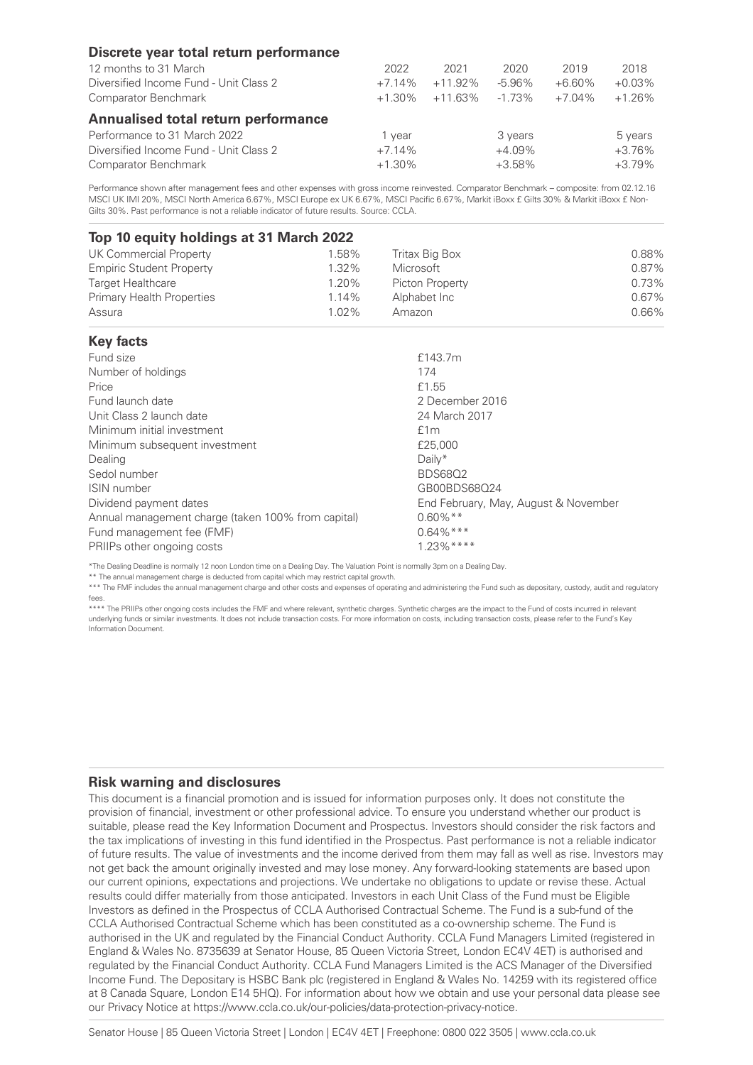## Discrete year total return performance

| 12 months to 31 March | 2022 | 2021 | 2020 | 2019 | 2018 |
|---|---|---|---|---|---|
| Diversified Income Fund - Unit Class 2 | +7.14% | +11.92% | -5.96% | +6.60% | +0.03% |
| Comparator Benchmark | +1.30% | +11.63% | -1.73% | +7.04% | +1.26% |

## Annualised total return performance

| Performance to 31 March 2022 | 1 year | 3 years | 5 years |
|---|---|---|---|
| Diversified Income Fund - Unit Class 2 | +7.14% | +4.09% | +3.76% |
| Comparator Benchmark | +1.30% | +3.58% | +3.79% |

Performance shown after management fees and other expenses with gross income reinvested. Comparator Benchmark – composite: from 02.12.16 MSCI UK IMI 20%, MSCI North America 6.67%, MSCI Europe ex UK 6.67%, MSCI Pacific 6.67%, Markit iBoxx £ Gilts 30% & Markit iBoxx £ Non-Gilts 30%. Past performance is not a reliable indicator of future results. Source: CCLA.

## Top 10 equity holdings at 31 March 2022

| | | | |
|---|---|---|---|
| UK Commercial Property | 1.58% | Tritax Big Box | 0.88% |
| Empiric Student Property | 1.32% | Microsoft | 0.87% |
| Target Healthcare | 1.20% | Picton Property | 0.73% |
| Primary Health Properties | 1.14% | Alphabet Inc | 0.67% |
| Assura | 1.02% | Amazon | 0.66% |

## Key facts

| | |
|---|---|
| Fund size | £143.7m |
| Number of holdings | 174 |
| Price | £1.55 |
| Fund launch date | 2 December 2016 |
| Unit Class 2 launch date | 24 March 2017 |
| Minimum initial investment | £1m |
| Minimum subsequent investment | £25,000 |
| Dealing | Daily* |
| Sedol number | BDS68Q2 |
| ISIN number | GB00BDS68Q24 |
| Dividend payment dates | End February, May, August & November |
| Annual management charge (taken 100% from capital) | 0.60%** |
| Fund management fee (FMF) | 0.64%*** |
| PRIIPs other ongoing costs | 1.23%**** |

*The Dealing Deadline is normally 12 noon London time on a Dealing Day. The Valuation Point is normally 3pm on a Dealing Day.

** The annual management charge is deducted from capital which may restrict capital growth.

*** The FMF includes the annual management charge and other costs and expenses of operating and administering the Fund such as depositary, custody, audit and regulatory fees.

**** The PRIIPs other ongoing costs includes the FMF and where relevant, synthetic charges. Synthetic charges are the impact to the Fund of costs incurred in relevant underlying funds or similar investments. It does not include transaction costs. For more information on costs, including transaction costs, please refer to the Fund's Key Information Document.

## Risk warning and disclosures

This document is a financial promotion and is issued for information purposes only. It does not constitute the provision of financial, investment or other professional advice. To ensure you understand whether our product is suitable, please read the Key Information Document and Prospectus. Investors should consider the risk factors and the tax implications of investing in this fund identified in the Prospectus. Past performance is not a reliable indicator of future results. The value of investments and the income derived from them may fall as well as rise. Investors may not get back the amount originally invested and may lose money. Any forward-looking statements are based upon our current opinions, expectations and projections. We undertake no obligations to update or revise these. Actual results could differ materially from those anticipated. Investors in each Unit Class of the Fund must be Eligible Investors as defined in the Prospectus of CCLA Authorised Contractual Scheme. The Fund is a sub-fund of the CCLA Authorised Contractual Scheme which has been constituted as a co-ownership scheme. The Fund is authorised in the UK and regulated by the Financial Conduct Authority. CCLA Fund Managers Limited (registered in England & Wales No. 8735639 at Senator House, 85 Queen Victoria Street, London EC4V 4ET) is authorised and regulated by the Financial Conduct Authority. CCLA Fund Managers Limited is the ACS Manager of the Diversified Income Fund. The Depositary is HSBC Bank plc (registered in England & Wales No. 14259 with its registered office at 8 Canada Square, London E14 5HQ). For information about how we obtain and use your personal data please see our Privacy Notice at https://www.ccla.co.uk/our-policies/data-protection-privacy-notice.

Senator House | 85 Queen Victoria Street | London | EC4V 4ET | Freephone: 0800 022 3505 | www.ccla.co.uk